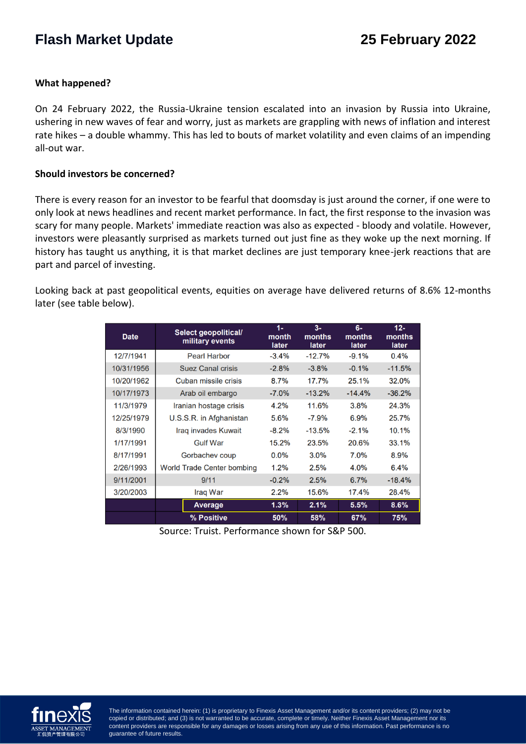# Flash Market Update

## 25 February 2022

**What happened?**

On 24 February 2022, the Russia-Ukraine tension escalated into an invasion by Russia into Ukraine, ushering in new waves of fear and worry, just as markets are grappling with news of inflation and interest rate hikes – a double whammy. This has led to bouts of market volatility and even claims of an impending all-out war.

**Should investors be concerned?**

There is every reason for an investor to be fearful that doomsday is just around the corner, if one were to only look at news headlines and recent market performance. In fact, the first response to the invasion was scary for many people. Markets' immediate reaction was also as expected - bloody and volatile. However, investors were pleasantly surprised as markets turned out just fine as they woke up the next morning. If history has taught us anything, it is that market declines are just temporary knee-jerk reactions that are part and parcel of investing.

Looking back at past geopolitical events, equities on average have delivered returns of 8.6% 12-months later (see table below).

| Date | Select geopolitical/ military events | 1-month later | 3-months later | 6-months later | 12-months later |
|---|---|---|---|---|---|
| 12/7/1941 | Pearl Harbor | -3.4% | -12.7% | -9.1% | 0.4% |
| 10/31/1956 | Suez Canal crisis | -2.8% | -3.8% | -0.1% | -11.5% |
| 10/20/1962 | Cuban missile crisis | 8.7% | 17.7% | 25.1% | 32.0% |
| 10/17/1973 | Arab oil embargo | -7.0% | -13.2% | -14.4% | -36.2% |
| 11/3/1979 | Iranian hostage crisis | 4.2% | 11.6% | 3.8% | 24.3% |
| 12/25/1979 | U.S.S.R. in Afghanistan | 5.6% | -7.9% | 6.9% | 25.7% |
| 8/3/1990 | Iraq invades Kuwait | -8.2% | -13.5% | -2.1% | 10.1% |
| 1/17/1991 | Gulf War | 15.2% | 23.5% | 20.6% | 33.1% |
| 8/17/1991 | Gorbachev coup | 0.0% | 3.0% | 7.0% | 8.9% |
| 2/26/1993 | World Trade Center bombing | 1.2% | 2.5% | 4.0% | 6.4% |
| 9/11/2001 | 9/11 | -0.2% | 2.5% | 6.7% | -18.4% |
| 3/20/2003 | Iraq War | 2.2% | 15.6% | 17.4% | 28.4% |
| | **Average** | **1.3%** | **2.1%** | **5.5%** | **8.6%** |
| | **% Positive** | **50%** | **58%** | **67%** | **75%** |

Source: Truist. Performance shown for S&P 500.

The information contained herein: (1) is proprietary to Finexis Asset Management and/or its content providers; (2) may not be copied or distributed; and (3) is not warranted to be accurate, complete or timely. Neither Finexis Asset Management nor its content providers are responsible for any damages or losses arising from any use of this information. Past performance is no guarantee of future results.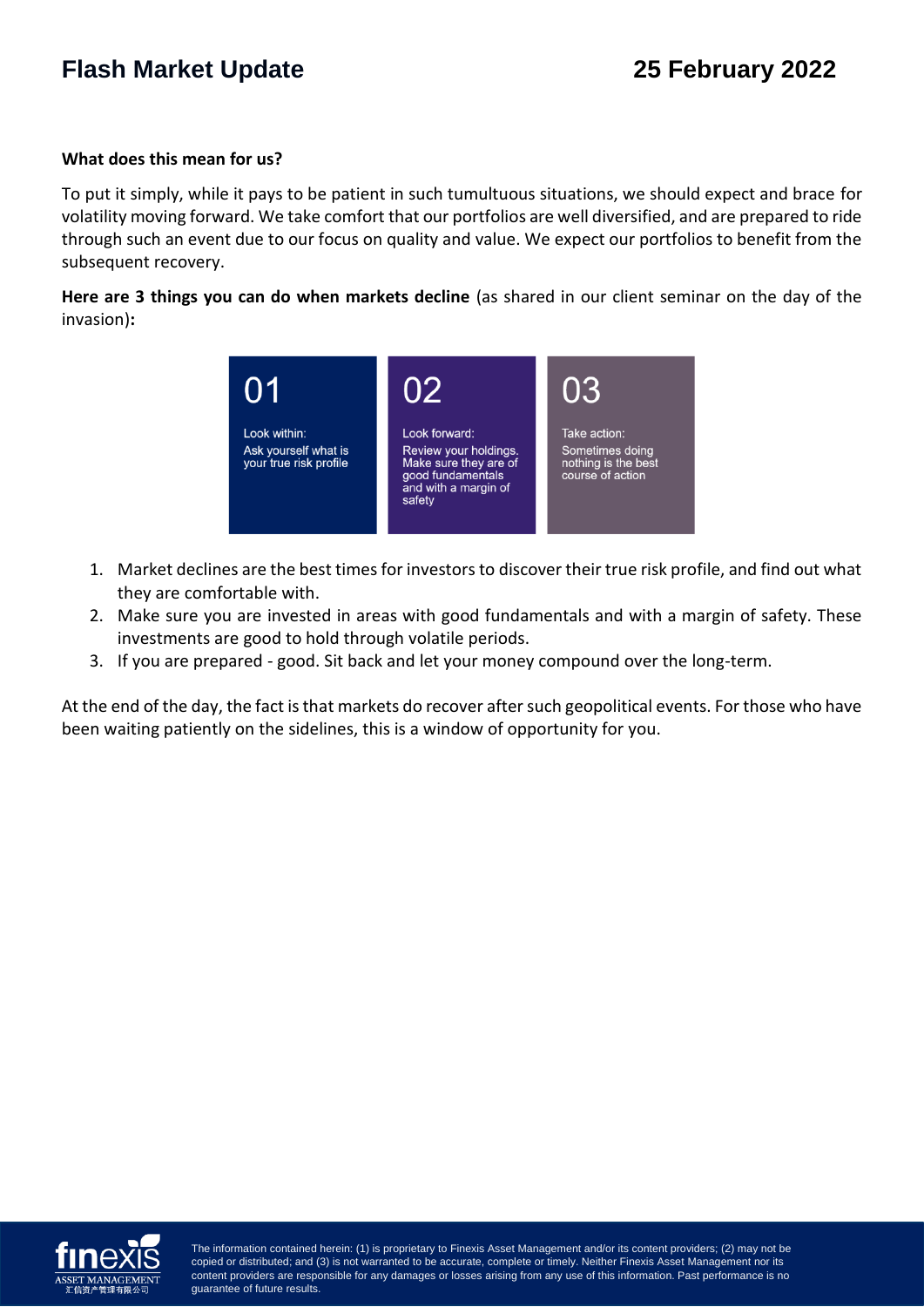**What does this mean for us?**

To put it simply, while it pays to be patient in such tumultuous situations, we should expect and brace for volatility moving forward. We take comfort that our portfolios are well diversified, and are prepared to ride through such an event due to our focus on quality and value. We expect our portfolios to benefit from the subsequent recovery.

**Here are 3 things you can do when markets decline** (as shared in our client seminar on the day of the invasion)**:**

01

Look within:

Ask yourself what is your true risk profile

02

Look forward:

Review your holdings. Make sure they are of good fundamentals and with a margin of safety

03

Take action:

Sometimes doing nothing is the best course of action

1. Market declines are the best times for investors to discover their true risk profile, and find out what they are comfortable with.
2. Make sure you are invested in areas with good fundamentals and with a margin of safety. These investments are good to hold through volatile periods.
3. If you are prepared - good. Sit back and let your money compound over the long-term.

At the end of the day, the fact is that markets do recover after such geopolitical events. For those who have been waiting patiently on the sidelines, this is a window of opportunity for you.

The information contained herein: (1) is proprietary to Finexis Asset Management and/or its content providers; (2) may not be copied or distributed; and (3) is not warranted to be accurate, complete or timely. Neither Finexis Asset Management nor its content providers are responsible for any damages or losses arising from any use of this information. Past performance is no guarantee of future results.